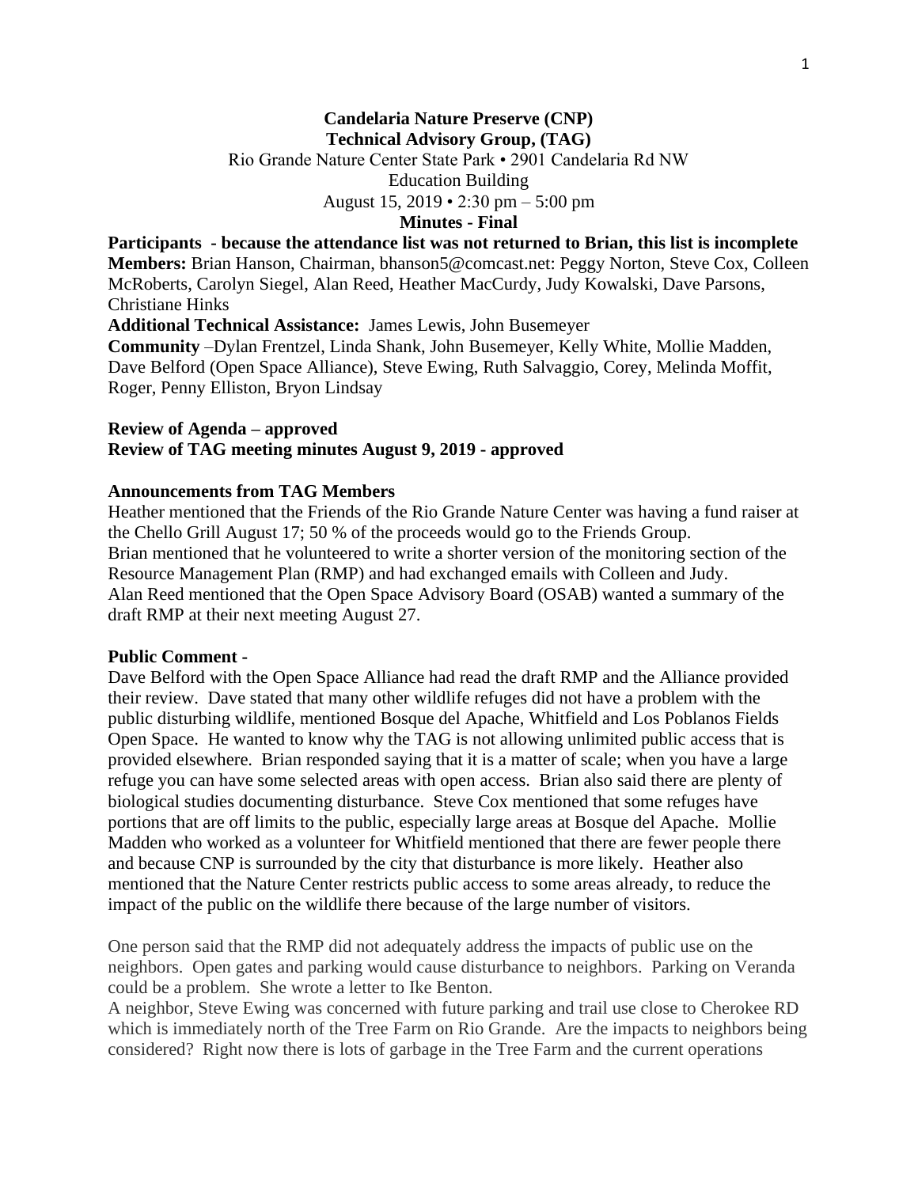**Candelaria Nature Preserve (CNP)**
**Technical Advisory Group, (TAG)**
Rio Grande Nature Center State Park • 2901 Candelaria Rd NW
Education Building
August 15, 2019 • 2:30 pm – 5:00 pm
**Minutes - Final**

**Participants - because the attendance list was not returned to Brian, this list is incomplete**
**Members:** Brian Hanson, Chairman, bhanson5@comcast.net: Peggy Norton, Steve Cox, Colleen McRoberts, Carolyn Siegel, Alan Reed, Heather MacCurdy, Judy Kowalski, Dave Parsons, Christiane Hinks
**Additional Technical Assistance:** James Lewis, John Busemeyer
**Community** –Dylan Frentzel, Linda Shank, John Busemeyer, Kelly White, Mollie Madden, Dave Belford (Open Space Alliance), Steve Ewing, Ruth Salvaggio, Corey, Melinda Moffit, Roger, Penny Elliston, Bryon Lindsay

**Review of Agenda – approved**
**Review of TAG meeting minutes August 9, 2019 - approved**

**Announcements from TAG Members**
Heather mentioned that the Friends of the Rio Grande Nature Center was having a fund raiser at the Chello Grill August 17; 50 % of the proceeds would go to the Friends Group.
Brian mentioned that he volunteered to write a shorter version of the monitoring section of the Resource Management Plan (RMP) and had exchanged emails with Colleen and Judy.
Alan Reed mentioned that the Open Space Advisory Board (OSAB) wanted a summary of the draft RMP at their next meeting August 27.

**Public Comment -**
Dave Belford with the Open Space Alliance had read the draft RMP and the Alliance provided their review. Dave stated that many other wildlife refuges did not have a problem with the public disturbing wildlife, mentioned Bosque del Apache, Whitfield and Los Poblanos Fields Open Space. He wanted to know why the TAG is not allowing unlimited public access that is provided elsewhere. Brian responded saying that it is a matter of scale; when you have a large refuge you can have some selected areas with open access. Brian also said there are plenty of biological studies documenting disturbance. Steve Cox mentioned that some refuges have portions that are off limits to the public, especially large areas at Bosque del Apache. Mollie Madden who worked as a volunteer for Whitfield mentioned that there are fewer people there and because CNP is surrounded by the city that disturbance is more likely. Heather also mentioned that the Nature Center restricts public access to some areas already, to reduce the impact of the public on the wildlife there because of the large number of visitors.

One person said that the RMP did not adequately address the impacts of public use on the neighbors. Open gates and parking would cause disturbance to neighbors. Parking on Veranda could be a problem. She wrote a letter to Ike Benton.
A neighbor, Steve Ewing was concerned with future parking and trail use close to Cherokee RD which is immediately north of the Tree Farm on Rio Grande. Are the impacts to neighbors being considered? Right now there is lots of garbage in the Tree Farm and the current operations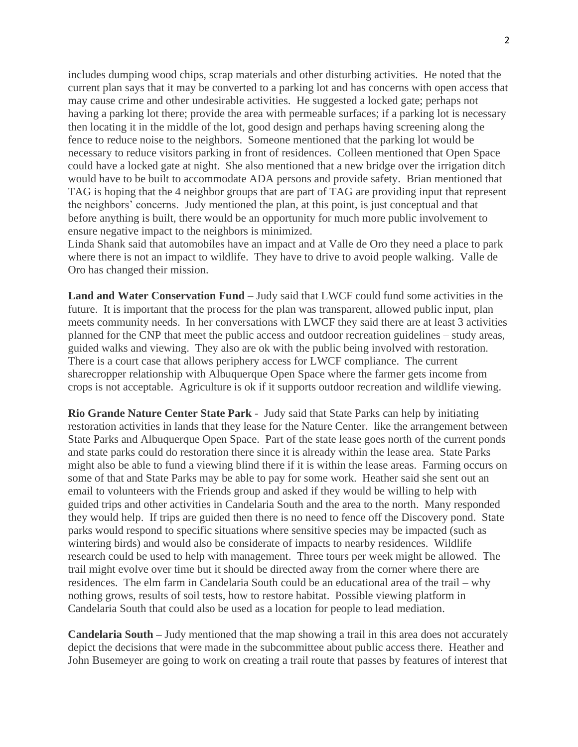includes dumping wood chips, scrap materials and other disturbing activities. He noted that the current plan says that it may be converted to a parking lot and has concerns with open access that may cause crime and other undesirable activities. He suggested a locked gate; perhaps not having a parking lot there; provide the area with permeable surfaces; if a parking lot is necessary then locating it in the middle of the lot, good design and perhaps having screening along the fence to reduce noise to the neighbors. Someone mentioned that the parking lot would be necessary to reduce visitors parking in front of residences. Colleen mentioned that Open Space could have a locked gate at night. She also mentioned that a new bridge over the irrigation ditch would have to be built to accommodate ADA persons and provide safety. Brian mentioned that TAG is hoping that the 4 neighbor groups that are part of TAG are providing input that represent the neighbors' concerns. Judy mentioned the plan, at this point, is just conceptual and that before anything is built, there would be an opportunity for much more public involvement to ensure negative impact to the neighbors is minimized.
Linda Shank said that automobiles have an impact and at Valle de Oro they need a place to park where there is not an impact to wildlife. They have to drive to avoid people walking. Valle de Oro has changed their mission.

**Land and Water Conservation Fund** – Judy said that LWCF could fund some activities in the future. It is important that the process for the plan was transparent, allowed public input, plan meets community needs. In her conversations with LWCF they said there are at least 3 activities planned for the CNP that meet the public access and outdoor recreation guidelines – study areas, guided walks and viewing. They also are ok with the public being involved with restoration. There is a court case that allows periphery access for LWCF compliance. The current sharecropper relationship with Albuquerque Open Space where the farmer gets income from crops is not acceptable. Agriculture is ok if it supports outdoor recreation and wildlife viewing.

**Rio Grande Nature Center State Park** - Judy said that State Parks can help by initiating restoration activities in lands that they lease for the Nature Center. like the arrangement between State Parks and Albuquerque Open Space. Part of the state lease goes north of the current ponds and state parks could do restoration there since it is already within the lease area. State Parks might also be able to fund a viewing blind there if it is within the lease areas. Farming occurs on some of that and State Parks may be able to pay for some work. Heather said she sent out an email to volunteers with the Friends group and asked if they would be willing to help with guided trips and other activities in Candelaria South and the area to the north. Many responded they would help. If trips are guided then there is no need to fence off the Discovery pond. State parks would respond to specific situations where sensitive species may be impacted (such as wintering birds) and would also be considerate of impacts to nearby residences. Wildlife research could be used to help with management. Three tours per week might be allowed. The trail might evolve over time but it should be directed away from the corner where there are residences. The elm farm in Candelaria South could be an educational area of the trail – why nothing grows, results of soil tests, how to restore habitat. Possible viewing platform in Candelaria South that could also be used as a location for people to lead mediation.

**Candelaria South –** Judy mentioned that the map showing a trail in this area does not accurately depict the decisions that were made in the subcommittee about public access there. Heather and John Busemeyer are going to work on creating a trail route that passes by features of interest that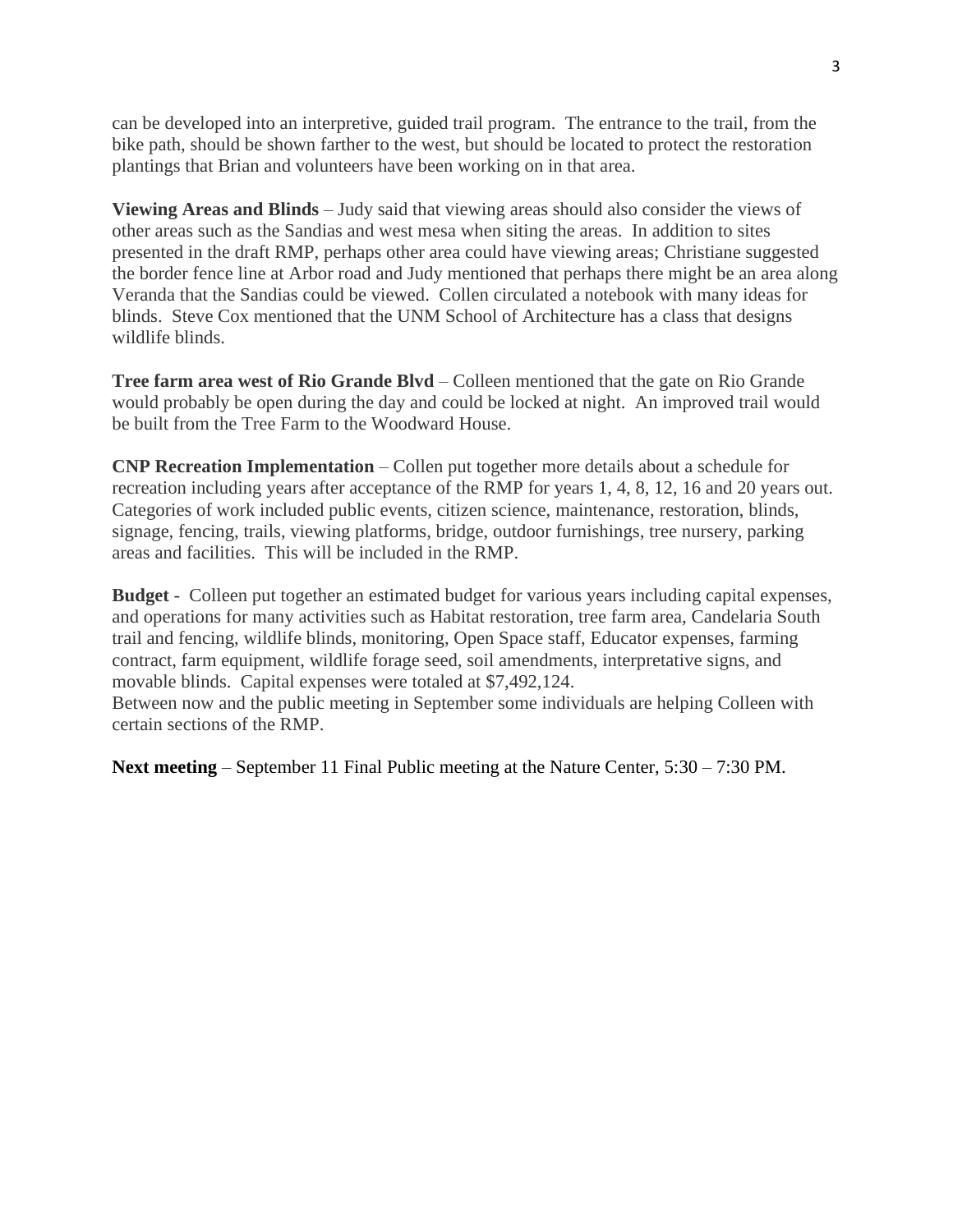can be developed into an interpretive, guided trail program. The entrance to the trail, from the bike path, should be shown farther to the west, but should be located to protect the restoration plantings that Brian and volunteers have been working on in that area.

**Viewing Areas and Blinds** – Judy said that viewing areas should also consider the views of other areas such as the Sandias and west mesa when siting the areas. In addition to sites presented in the draft RMP, perhaps other area could have viewing areas; Christiane suggested the border fence line at Arbor road and Judy mentioned that perhaps there might be an area along Veranda that the Sandias could be viewed. Collen circulated a notebook with many ideas for blinds. Steve Cox mentioned that the UNM School of Architecture has a class that designs wildlife blinds.

**Tree farm area west of Rio Grande Blvd** – Colleen mentioned that the gate on Rio Grande would probably be open during the day and could be locked at night. An improved trail would be built from the Tree Farm to the Woodward House.

**CNP Recreation Implementation** – Collen put together more details about a schedule for recreation including years after acceptance of the RMP for years 1, 4, 8, 12, 16 and 20 years out. Categories of work included public events, citizen science, maintenance, restoration, blinds, signage, fencing, trails, viewing platforms, bridge, outdoor furnishings, tree nursery, parking areas and facilities. This will be included in the RMP.

**Budget** - Colleen put together an estimated budget for various years including capital expenses, and operations for many activities such as Habitat restoration, tree farm area, Candelaria South trail and fencing, wildlife blinds, monitoring, Open Space staff, Educator expenses, farming contract, farm equipment, wildlife forage seed, soil amendments, interpretative signs, and movable blinds. Capital expenses were totaled at $7,492,124.
Between now and the public meeting in September some individuals are helping Colleen with certain sections of the RMP.

**Next meeting** – September 11 Final Public meeting at the Nature Center, 5:30 – 7:30 PM.